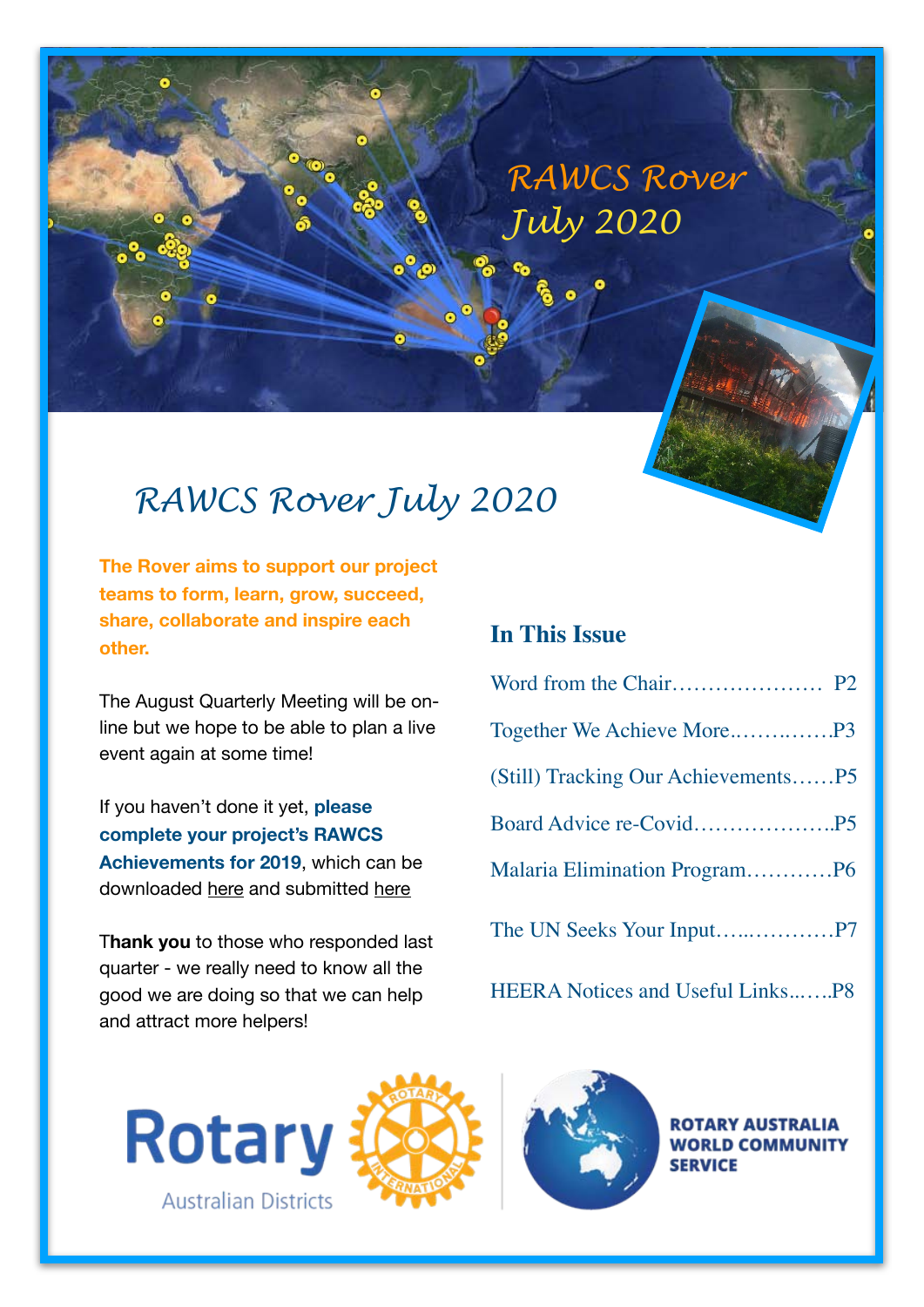# RAWCS Rover July 2020

**The Rover aims to support our project teams to form, learn, grow, succeed, share, collaborate and inspire each other.**

The August Quarterly Meeting will be on-line but we hope to be able to plan a live event again at some time!

If you haven't done it yet, **please complete your project's RAWCS Achievements for 2019**, which can be downloaded here and submitted here

**Thank you** to those who responded last quarter - we really need to know all the good we are doing so that we can help and attract more helpers!

## In This Issue

- Word from the Chair………………… P2
- Together We Achieve More..……..……P3
- (Still) Tracking Our Achievements……P5
- Board Advice re-Covid……………….P5
- Malaria Elimination Program…………P6
- The UN Seeks Your Input…..…………P7
- HEERA Notices and Useful Links..…..P8

Rotary Australian Districts

ROTARY AUSTRALIA WORLD COMMUNITY SERVICE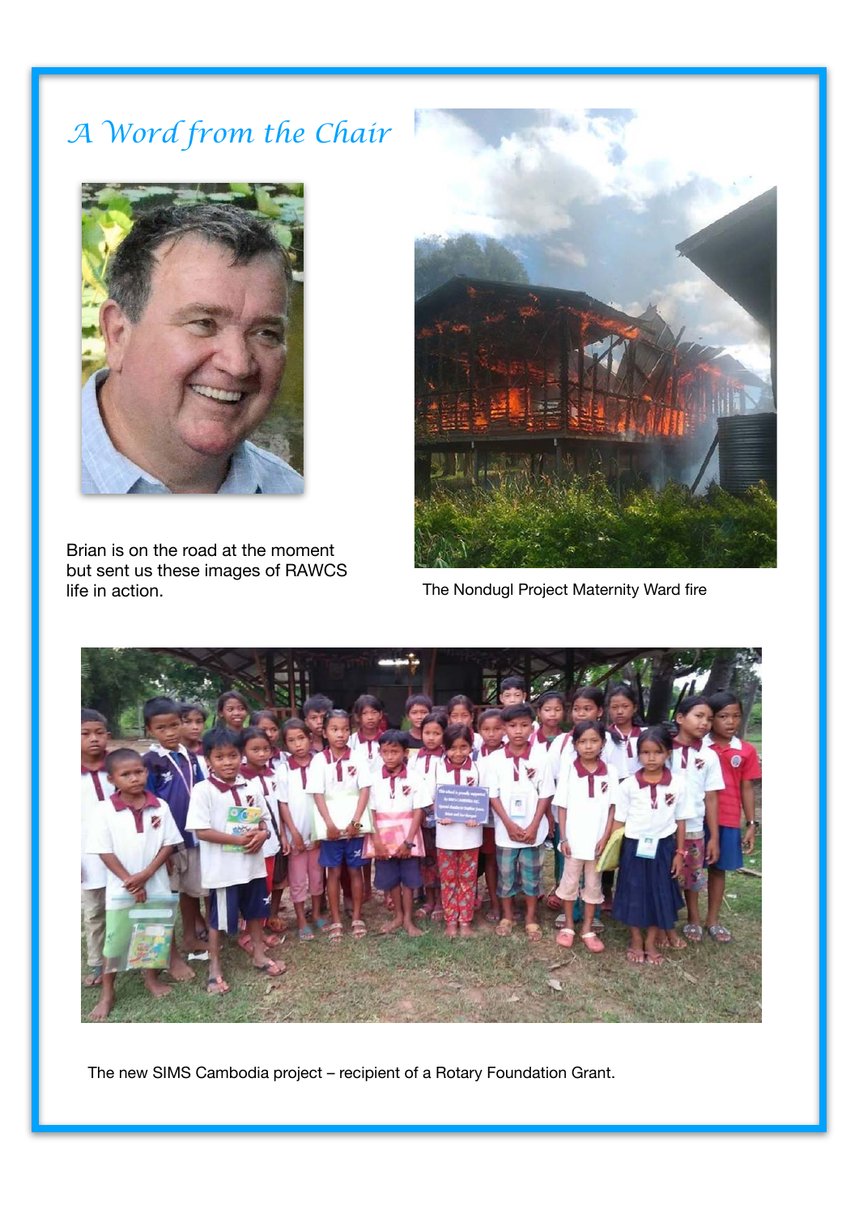# A Word from the Chair

Brian is on the road at the moment but sent us these images of RAWCS life in action.

The Nondugl Project Maternity Ward fire

The new SIMS Cambodia project – recipient of a Rotary Foundation Grant.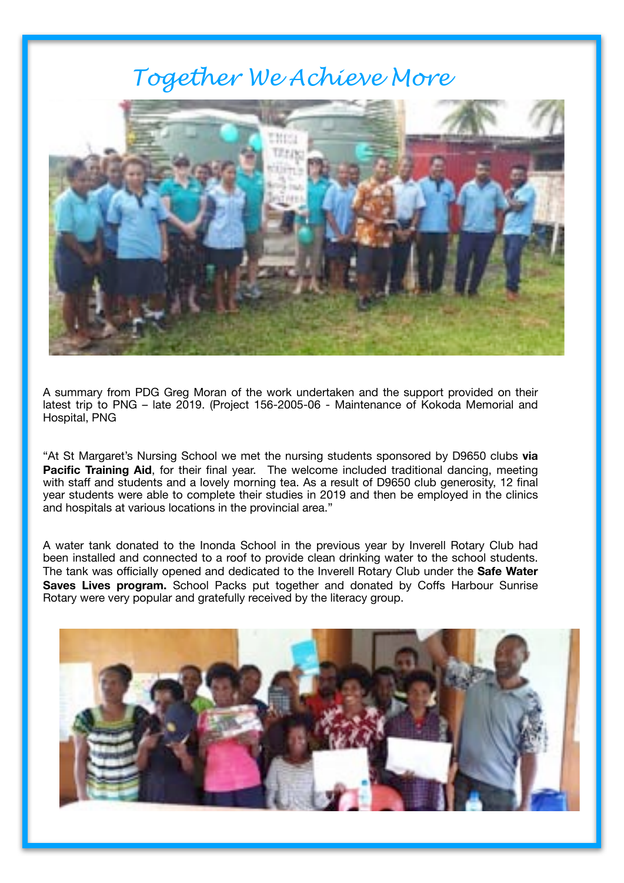# *Together We Achieve More*

A summary from PDG Greg Moran of the work undertaken and the support provided on their latest trip to PNG – late 2019. (Project 156-2005-06 - Maintenance of Kokoda Memorial and Hospital, PNG

"At St Margaret's Nursing School we met the nursing students sponsored by D9650 clubs **via Pacific Training Aid**, for their final year. The welcome included traditional dancing, meeting with staff and students and a lovely morning tea. As a result of D9650 club generosity, 12 final year students were able to complete their studies in 2019 and then be employed in the clinics and hospitals at various locations in the provincial area."

A water tank donated to the Inonda School in the previous year by Inverell Rotary Club had been installed and connected to a roof to provide clean drinking water to the school students. The tank was officially opened and dedicated to the Inverell Rotary Club under the **Safe Water Saves Lives program.** School Packs put together and donated by Coffs Harbour Sunrise Rotary were very popular and gratefully received by the literacy group.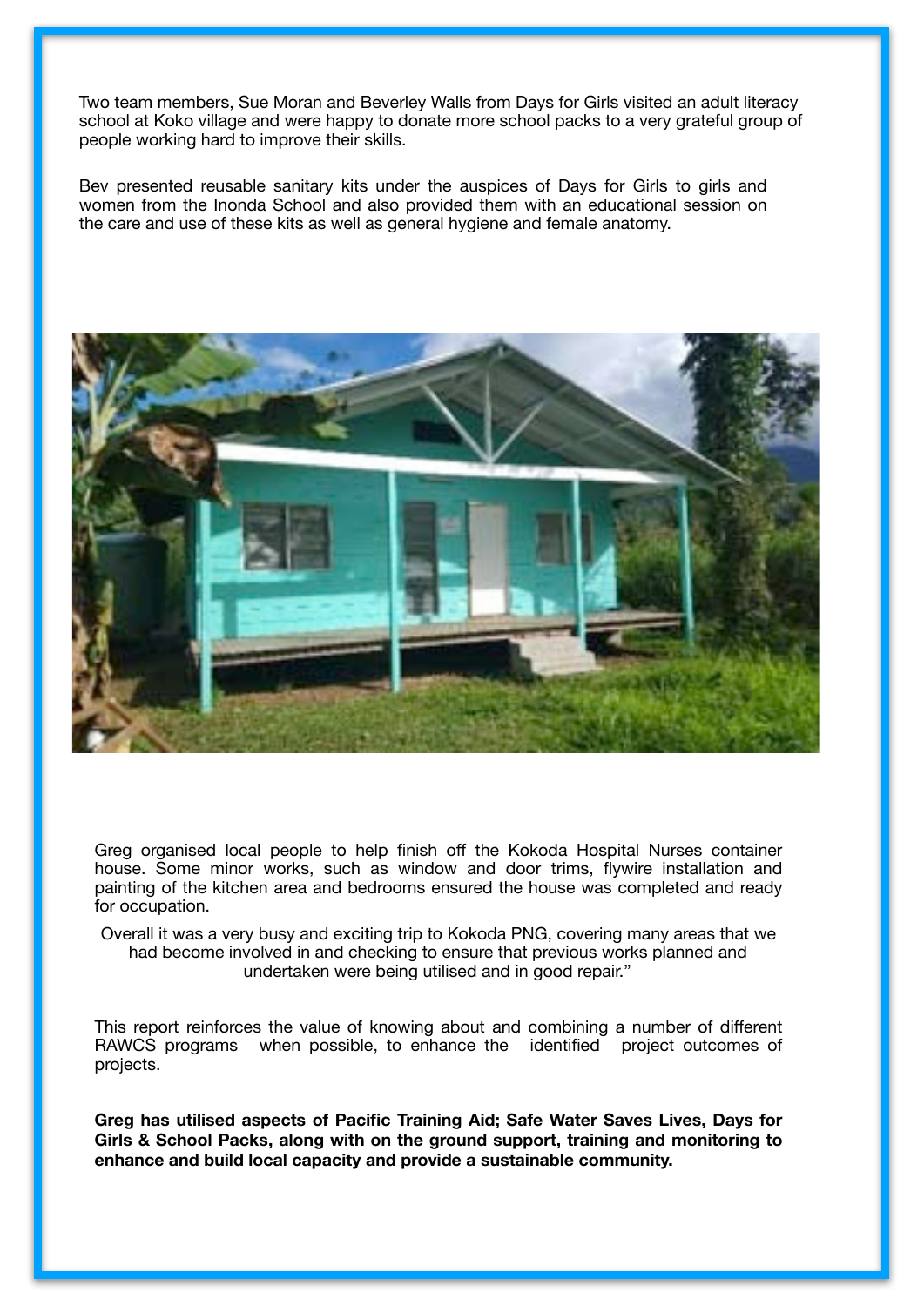Two team members, Sue Moran and Beverley Walls from Days for Girls visited an adult literacy school at Koko village and were happy to donate more school packs to a very grateful group of people working hard to improve their skills.

Bev presented reusable sanitary kits under the auspices of Days for Girls to girls and women from the Inonda School and also provided them with an educational session on the care and use of these kits as well as general hygiene and female anatomy.

Greg organised local people to help finish off the Kokoda Hospital Nurses container house. Some minor works, such as window and door trims, flywire installation and painting of the kitchen area and bedrooms ensured the house was completed and ready for occupation.

Overall it was a very busy and exciting trip to Kokoda PNG, covering many areas that we had become involved in and checking to ensure that previous works planned and undertaken were being utilised and in good repair."

This report reinforces the value of knowing about and combining a number of different RAWCS programs when possible, to enhance the identified project outcomes of projects.

**Greg has utilised aspects of Pacific Training Aid; Safe Water Saves Lives, Days for Girls & School Packs, along with on the ground support, training and monitoring to enhance and build local capacity and provide a sustainable community.**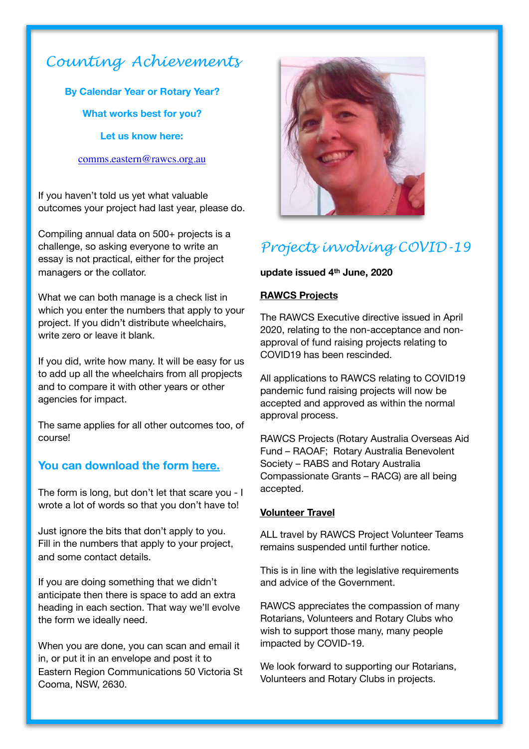# Counting Achievements

**By Calendar Year or Rotary Year?**

**What works best for you?**

**Let us know here:**

comms.eastern@rawcs.org.au

If you haven't told us yet what valuable outcomes your project had last year, please do.

Compiling annual data on 500+ projects is a challenge, so asking everyone to write an essay is not practical, either for the project managers or the collator.

What we can both manage is a check list in which you enter the numbers that apply to your project. If you didn't distribute wheelchairs, write zero or leave it blank.

If you did, write how many. It will be easy for us to add up all the wheelchairs from all propjects and to compare it with other years or other agencies for impact.

The same applies for all other outcomes too, of course!

## You can download the form here.

The form is long, but don't let that scare you - I wrote a lot of words so that you don't have to!

Just ignore the bits that don't apply to you. Fill in the numbers that apply to your project, and some contact details.

If you are doing something that we didn't anticipate then there is space to add an extra heading in each section. That way we'll evolve the form we ideally need.

When you are done, you can scan and email it in, or put it in an envelope and post it to Eastern Region Communications 50 Victoria St Cooma, NSW, 2630.

# Projects involving COVID-19

**update issued 4th June, 2020**

**RAWCS Projects**

The RAWCS Executive directive issued in April 2020, relating to the non-acceptance and non-approval of fund raising projects relating to COVID19 has been rescinded.

All applications to RAWCS relating to COVID19 pandemic fund raising projects will now be accepted and approved as within the normal approval process.

RAWCS Projects (Rotary Australia Overseas Aid Fund – RAOAF; Rotary Australia Benevolent Society – RABS and Rotary Australia Compassionate Grants – RACG) are all being accepted.

**Volunteer Travel**

ALL travel by RAWCS Project Volunteer Teams remains suspended until further notice.

This is in line with the legislative requirements and advice of the Government.

RAWCS appreciates the compassion of many Rotarians, Volunteers and Rotary Clubs who wish to support those many, many people impacted by COVID-19.

We look forward to supporting our Rotarians, Volunteers and Rotary Clubs in projects.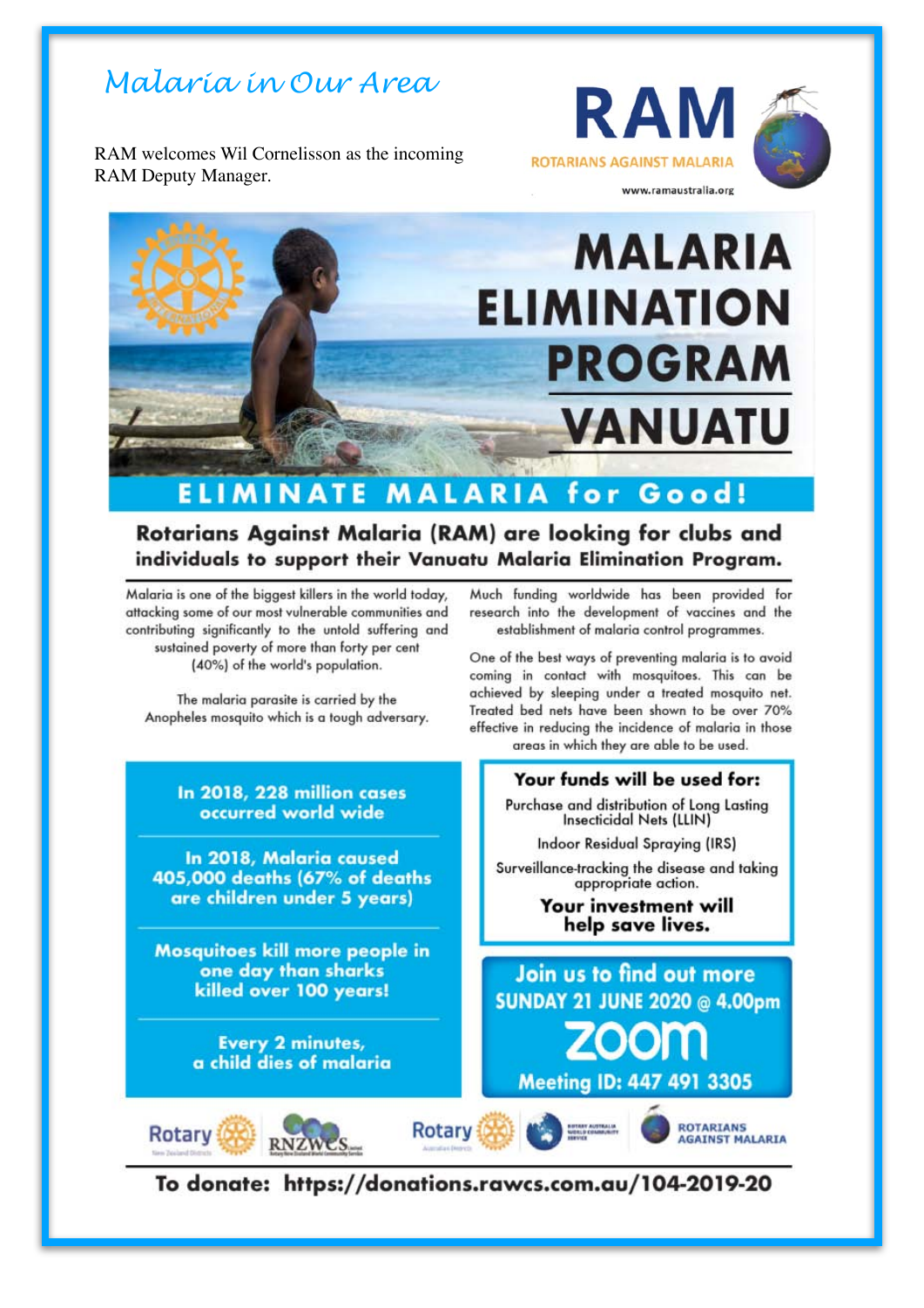# *Malaria in Our Area*

RAM welcomes Wil Cornelisson as the incoming RAM Deputy Manager.

**RAM**
ROTARIANS AGAINST MALARIA
www.ramaustralia.org

# MALARIA ELIMINATION PROGRAM VANUATU

## ELIMINATE MALARIA for Good!

**Rotarians Against Malaria (RAM) are looking for clubs and individuals to support their Vanuatu Malaria Elimination Program.**

Malaria is one of the biggest killers in the world today, attacking some of our most vulnerable communities and contributing significantly to the untold suffering and sustained poverty of more than forty per cent (40%) of the world's population.

The malaria parasite is carried by the Anopheles mosquito which is a tough adversary.

Much funding worldwide has been provided for research into the development of vaccines and the establishment of malaria control programmes.

One of the best ways of preventing malaria is to avoid coming in contact with mosquitoes. This can be achieved by sleeping under a treated mosquito net. Treated bed nets have been shown to be over 70% effective in reducing the incidence of malaria in those areas in which they are able to be used.

**In 2018, 228 million cases occurred world wide**

**In 2018, Malaria caused 405,000 deaths (67% of deaths are children under 5 years)**

**Mosquitoes kill more people in one day than sharks killed over 100 years!**

**Every 2 minutes, a child dies of malaria**

**Your funds will be used for:**

- Purchase and distribution of Long Lasting Insecticidal Nets (LLIN)
- Indoor Residual Spraying (IRS)
- Surveillance-tracking the disease and taking appropriate action.

**Your investment will help save lives.**

**Join us to find out more**
**SUNDAY 21 JUNE 2020 @ 4.00pm**
**zoom**
**Meeting ID: 447 491 3305**

Rotary New Zealand Districts | RNZWCS | Rotary Australian Districts | Rotary Australia World Community Service | ROTARIANS AGAINST MALARIA

**To donate: https://donations.rawcs.com.au/104-2019-20**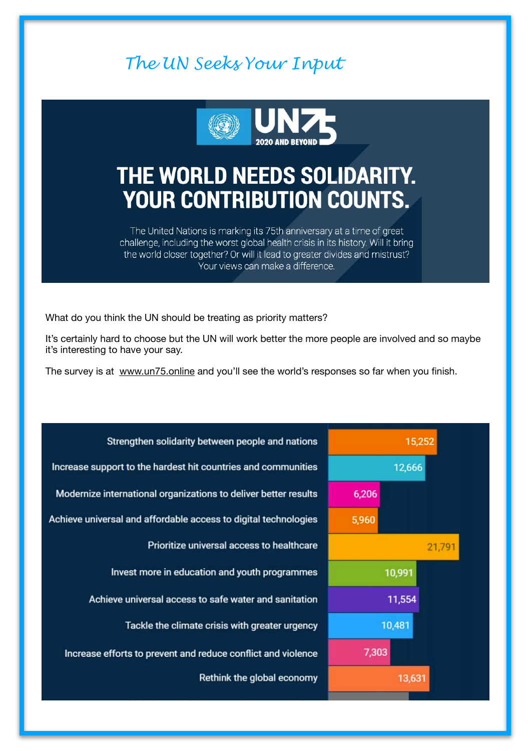# The UN Seeks Your Input

UN75 2020 AND BEYOND

## THE WORLD NEEDS SOLIDARITY. YOUR CONTRIBUTION COUNTS.

The United Nations is marking its 75th anniversary at a time of great challenge, including the worst global health crisis in its history. Will it bring the world closer together? Or will it lead to greater divides and mistrust? Your views can make a difference.

What do you think the UN should be treating as priority matters?

It's certainly hard to choose but the UN will work better the more people are involved and so maybe it's interesting to have your say.

The survey is at www.un75.online and you'll see the world's responses so far when you finish.

| Priority | Responses |
|---|---|
| Strengthen solidarity between people and nations | 15,252 |
| Increase support to the hardest hit countries and communities | 12,666 |
| Modernize international organizations to deliver better results | 6,206 |
| Achieve universal and affordable access to digital technologies | 5,960 |
| Prioritize universal access to healthcare | 21,791 |
| Invest more in education and youth programmes | 10,991 |
| Achieve universal access to safe water and sanitation | 11,554 |
| Tackle the climate crisis with greater urgency | 10,481 |
| Increase efforts to prevent and reduce conflict and violence | 7,303 |
| Rethink the global economy | 13,631 |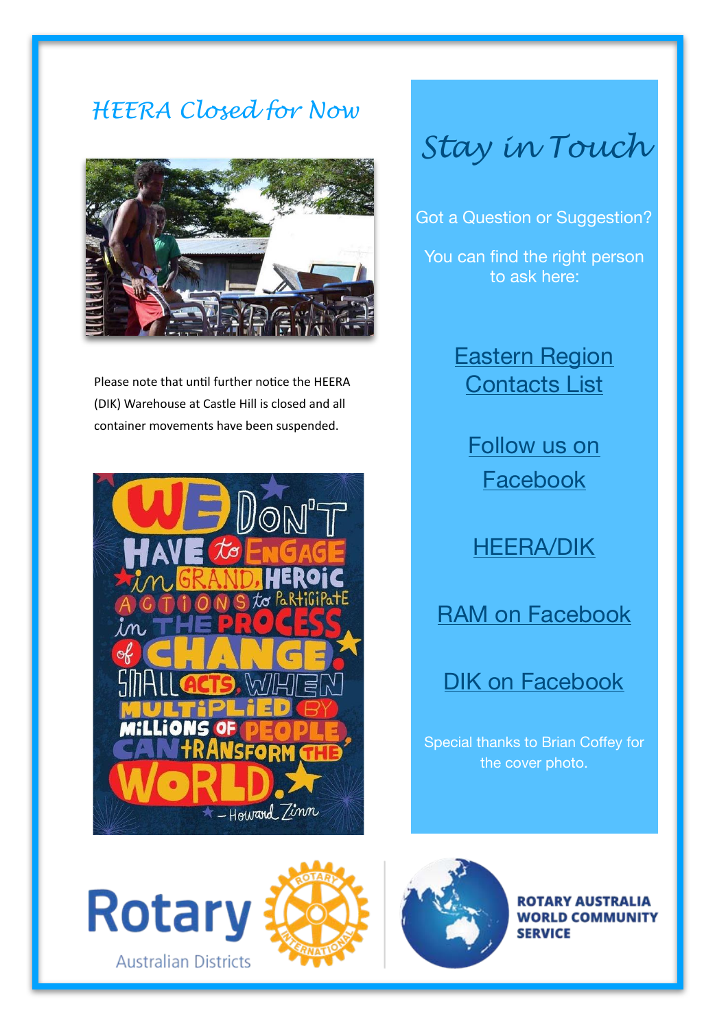## HEERA Closed for Now

Please note that until further notice the HEERA (DIK) Warehouse at Castle Hill is closed and all container movements have been suspended.

WE DON'T HAVE to ENGAGE in GRAND, HEROIC ACTIONS to PARTICIPATE in THE PROCESS of CHANGE. SMALL ACTS, WHEN MULTIPLIED BY MILLIONS OF PEOPLE, CAN TRANSFORM THE WORLD.

– Howard Zinn

## Stay in Touch

Got a Question or Suggestion?

You can find the right person to ask here:

Eastern Region Contacts List

Follow us on Facebook

HEERA/DIK

RAM on Facebook

DIK on Facebook

Special thanks to Brian Coffey for the cover photo.

Rotary Australian Districts

ROTARY AUSTRALIA WORLD COMMUNITY SERVICE